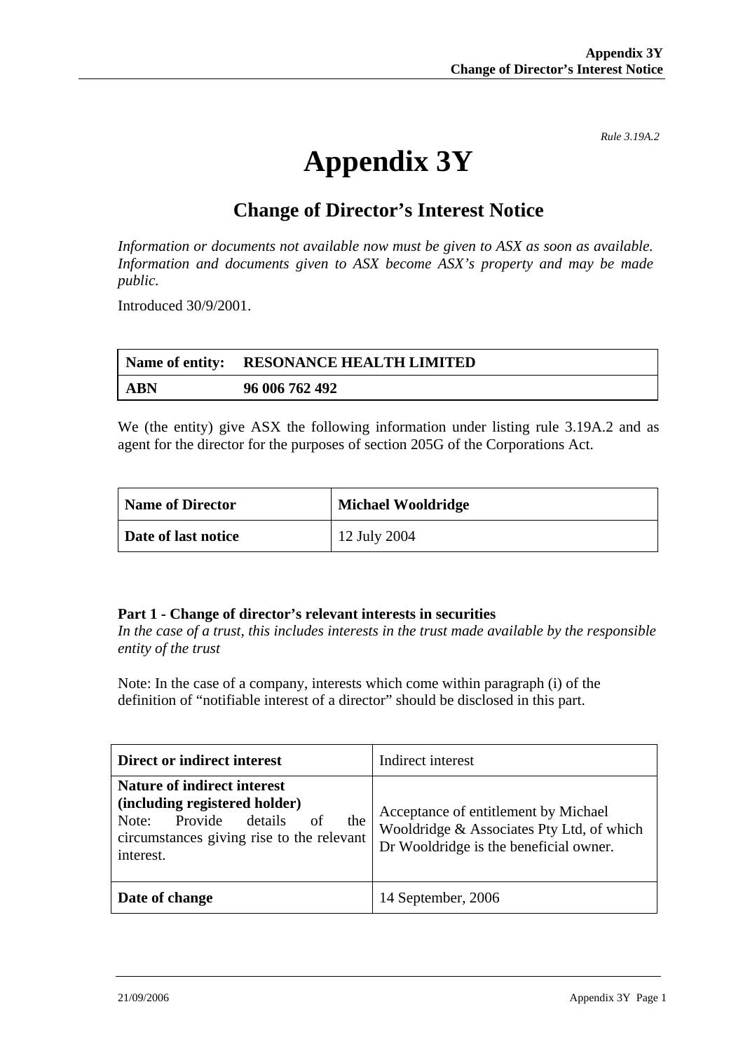*Rule 3.19A.2*

# Appendix 3Y

## Change of Director's Interest Notice

*Information or documents not available now must be given to ASX as soon as available. Information and documents given to ASX become ASX's property and may be made public.*

Introduced 30/9/2001.

| **Name of entity:** | **RESONANCE HEALTH LIMITED** |
|---|---|
| **ABN** | **96 006 762 492** |

We (the entity) give ASX the following information under listing rule 3.19A.2 and as agent for the director for the purposes of section 205G of the Corporations Act.

| **Name of Director** | **Michael Wooldridge** |
|---|---|
| **Date of last notice** | 12 July 2004 |

**Part 1 - Change of director's relevant interests in securities**
*In the case of a trust, this includes interests in the trust made available by the responsible entity of the trust*

Note: In the case of a company, interests which come within paragraph (i) of the definition of "notifiable interest of a director" should be disclosed in this part.

| **Direct or indirect interest** | Indirect interest |
|---|---|
| **Nature of indirect interest (including registered holder)** Note: Provide details of the circumstances giving rise to the relevant interest. | Acceptance of entitlement by Michael Wooldridge & Associates Pty Ltd, of which Dr Wooldridge is the beneficial owner. |
| **Date of change** | 14 September, 2006 |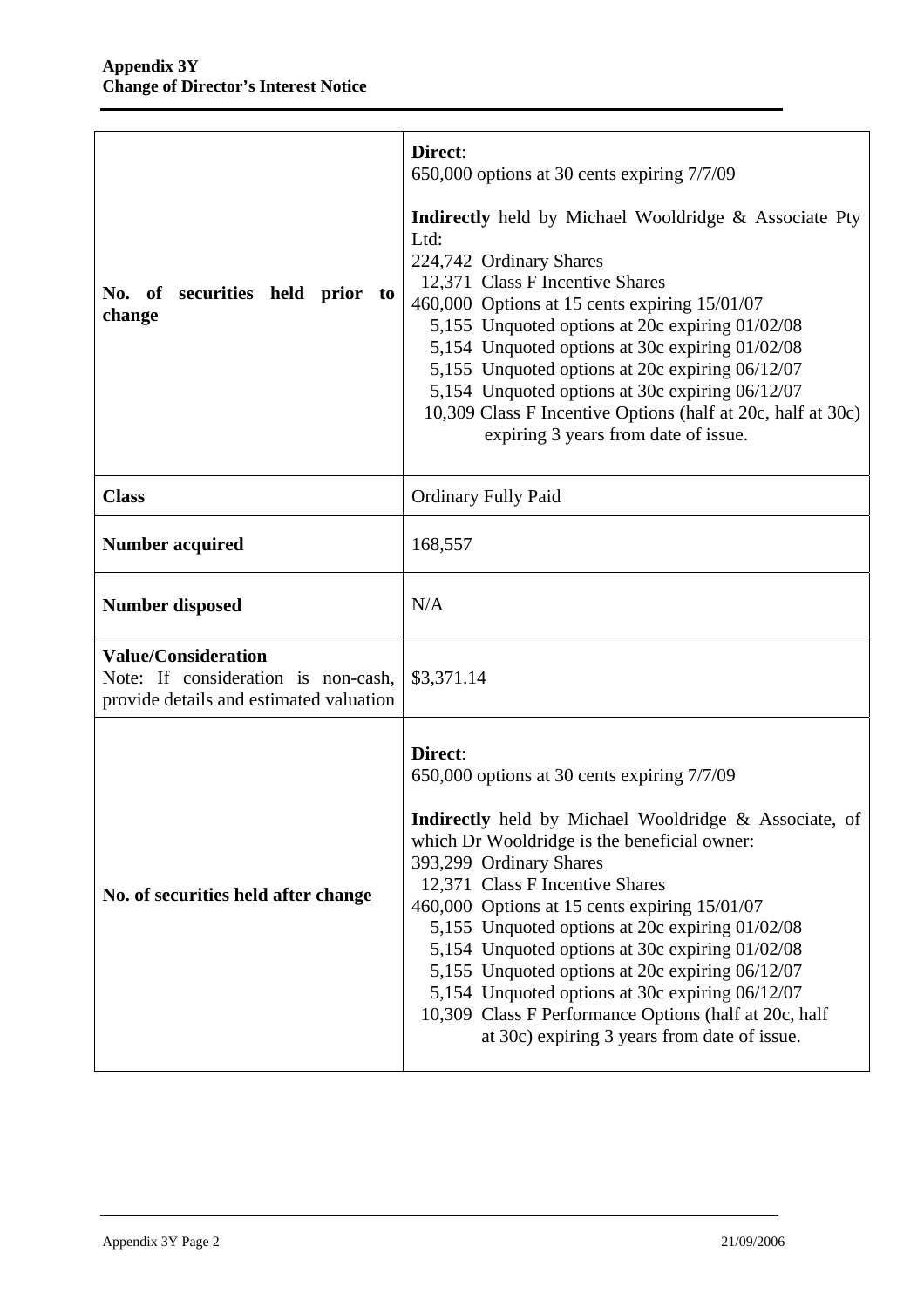**Appendix 3Y**
**Change of Director's Interest Notice**

| | |
|---|---|
| **No. of securities held prior to change** | **Direct**:<br>650,000 options at 30 cents expiring 7/7/09<br><br>**Indirectly** held by Michael Wooldridge & Associate Pty Ltd:<br>224,742 Ordinary Shares<br>12,371 Class F Incentive Shares<br>460,000 Options at 15 cents expiring 15/01/07<br>5,155 Unquoted options at 20c expiring 01/02/08<br>5,154 Unquoted options at 30c expiring 01/02/08<br>5,155 Unquoted options at 20c expiring 06/12/07<br>5,154 Unquoted options at 30c expiring 06/12/07<br>10,309 Class F Incentive Options (half at 20c, half at 30c) expiring 3 years from date of issue. |
| **Class** | Ordinary Fully Paid |
| **Number acquired** | 168,557 |
| **Number disposed** | N/A |
| **Value/Consideration**<br>Note: If consideration is non-cash, provide details and estimated valuation | $3,371.14 |
| **No. of securities held after change** | **Direct**:<br>650,000 options at 30 cents expiring 7/7/09<br><br>**Indirectly** held by Michael Wooldridge & Associate, of which Dr Wooldridge is the beneficial owner:<br>393,299 Ordinary Shares<br>12,371 Class F Incentive Shares<br>460,000 Options at 15 cents expiring 15/01/07<br>5,155 Unquoted options at 20c expiring 01/02/08<br>5,154 Unquoted options at 30c expiring 01/02/08<br>5,155 Unquoted options at 20c expiring 06/12/07<br>5,154 Unquoted options at 30c expiring 06/12/07<br>10,309 Class F Performance Options (half at 20c, half at 30c) expiring 3 years from date of issue. |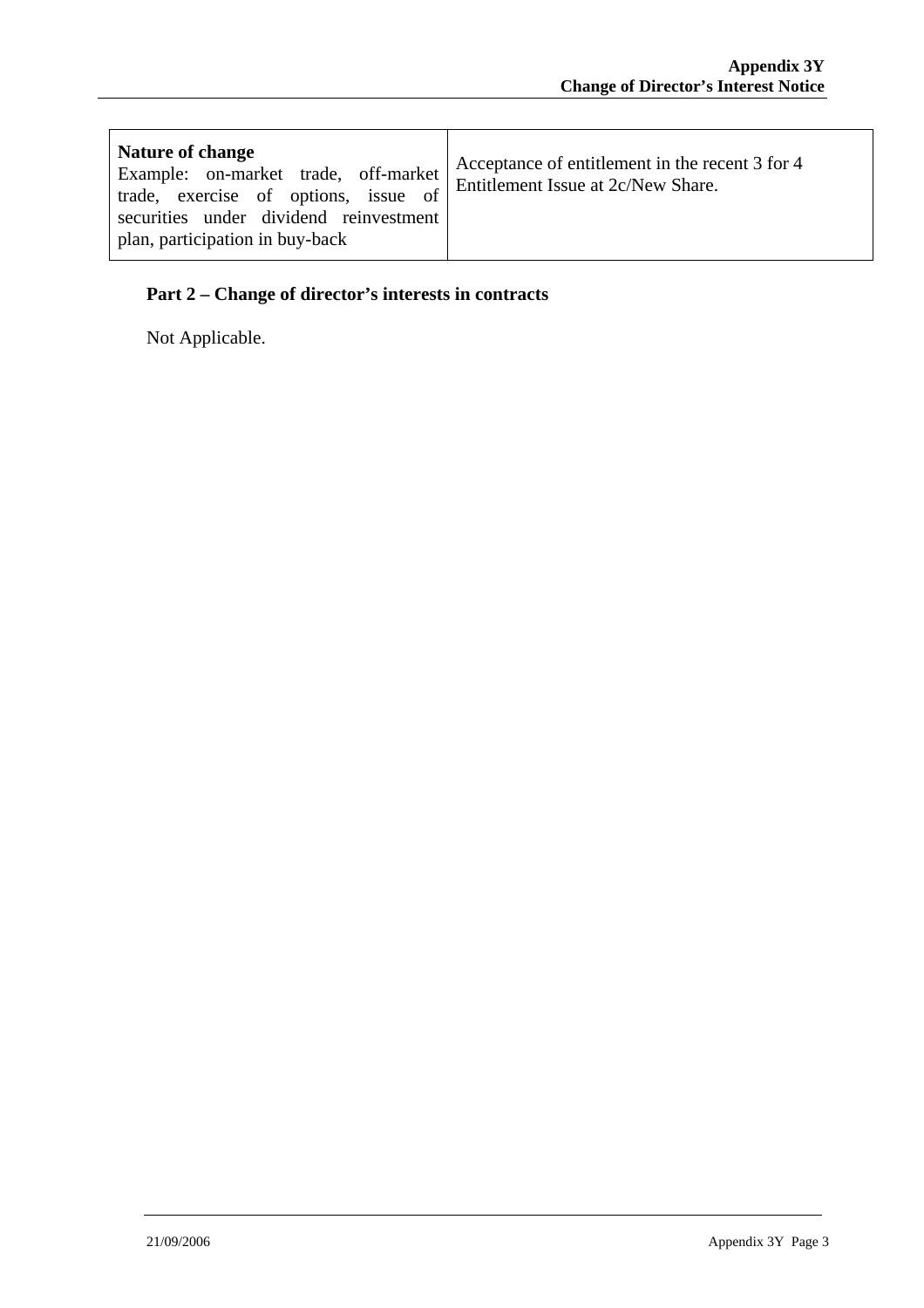| **Nature of change**<br>Example: on-market trade, off-market trade, exercise of options, issue of securities under dividend reinvestment plan, participation in buy-back | Acceptance of entitlement in the recent 3 for 4 Entitlement Issue at 2c/New Share. |
|---|---|

## Part 2 – Change of director's interests in contracts

Not Applicable.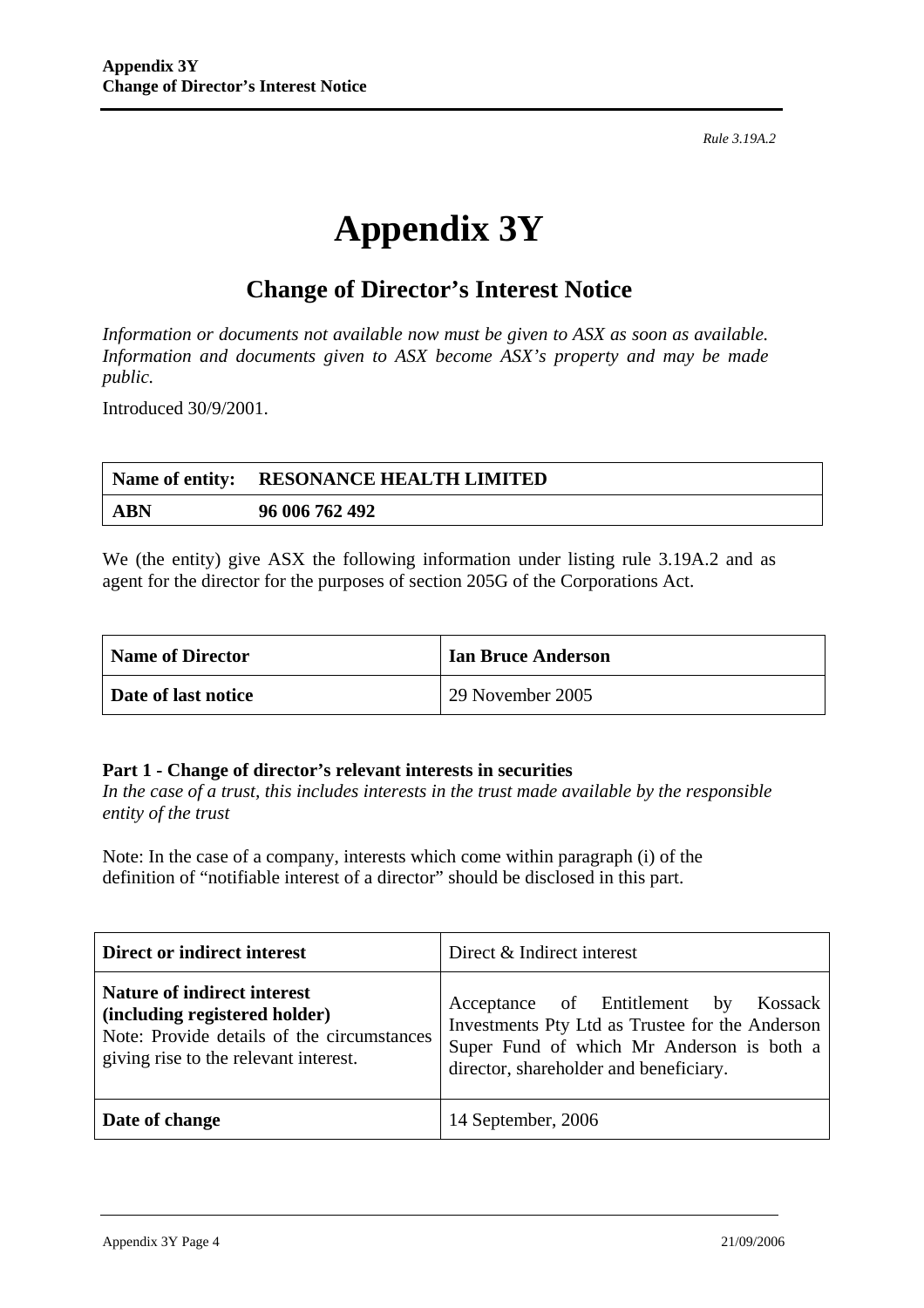Rule 3.19A.2

# Appendix 3Y

## Change of Director's Interest Notice

*Information or documents not available now must be given to ASX as soon as available. Information and documents given to ASX become ASX's property and may be made public.*

Introduced 30/9/2001.

| **Name of entity:** | **RESONANCE HEALTH LIMITED** |
|---|---|
| **ABN** | **96 006 762 492** |

We (the entity) give ASX the following information under listing rule 3.19A.2 and as agent for the director for the purposes of section 205G of the Corporations Act.

| **Name of Director** | **Ian Bruce Anderson** |
|---|---|
| **Date of last notice** | 29 November 2005 |

### Part 1 - Change of director's relevant interests in securities

*In the case of a trust, this includes interests in the trust made available by the responsible entity of the trust*

Note: In the case of a company, interests which come within paragraph (i) of the definition of "notifiable interest of a director" should be disclosed in this part.

| **Direct or indirect interest** | Direct & Indirect interest |
|---|---|
| **Nature of indirect interest (including registered holder)** Note: Provide details of the circumstances giving rise to the relevant interest. | Acceptance of Entitlement by Kossack Investments Pty Ltd as Trustee for the Anderson Super Fund of which Mr Anderson is both a director, shareholder and beneficiary. |
| **Date of change** | 14 September, 2006 |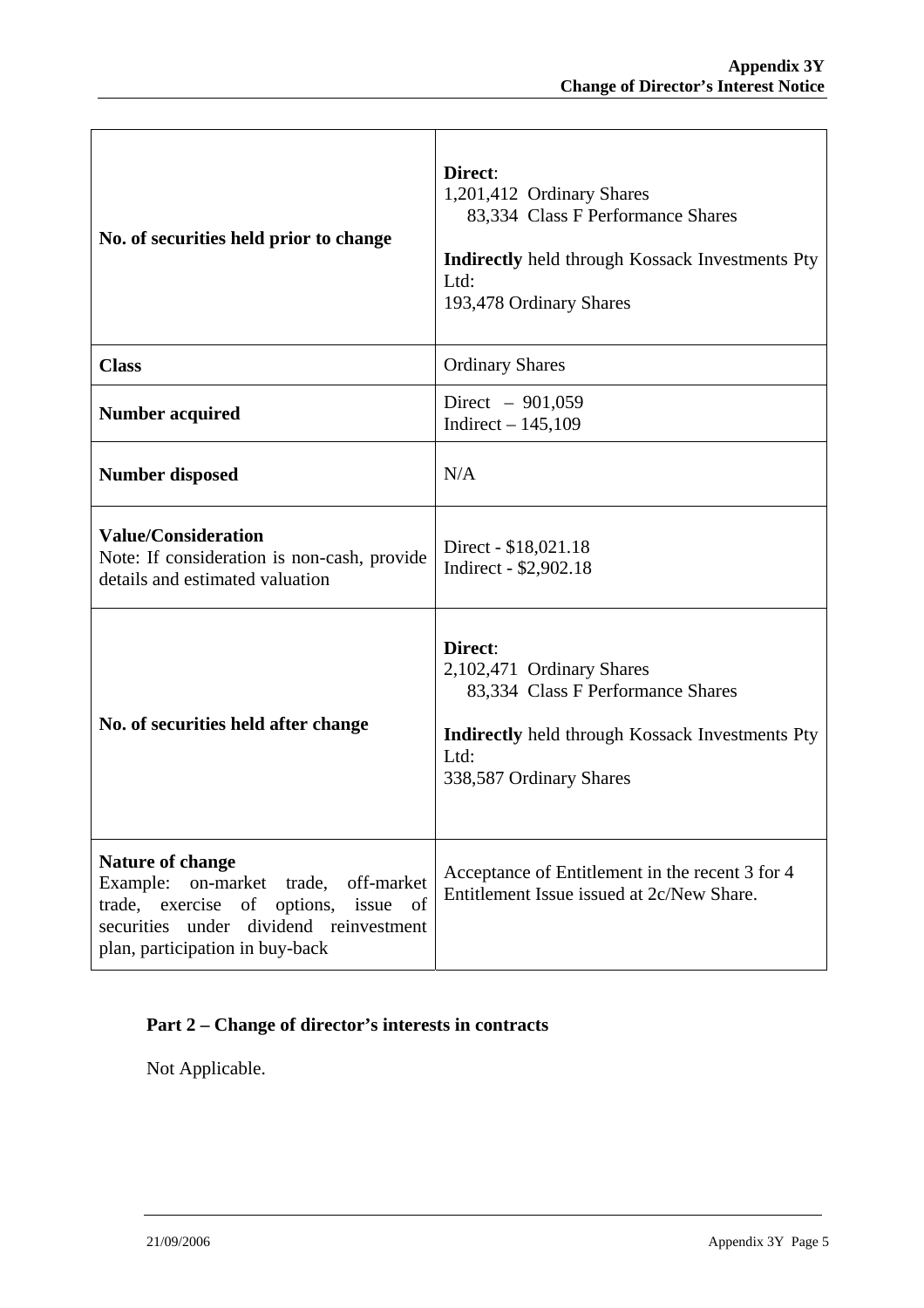| | |
|---|---|
| **No. of securities held prior to change** | **Direct**:<br>1,201,412 Ordinary Shares<br>83,334 Class F Performance Shares<br><br>**Indirectly** held through Kossack Investments Pty Ltd:<br>193,478 Ordinary Shares |
| **Class** | Ordinary Shares |
| **Number acquired** | Direct – 901,059<br>Indirect – 145,109 |
| **Number disposed** | N/A |
| **Value/Consideration**<br>Note: If consideration is non-cash, provide details and estimated valuation | Direct - $18,021.18<br>Indirect - $2,902.18 |
| **No. of securities held after change** | **Direct**:<br>2,102,471 Ordinary Shares<br>83,334 Class F Performance Shares<br><br>**Indirectly** held through Kossack Investments Pty Ltd:<br>338,587 Ordinary Shares |
| **Nature of change**<br>Example: on-market trade, off-market trade, exercise of options, issue of securities under dividend reinvestment plan, participation in buy-back | Acceptance of Entitlement in the recent 3 for 4 Entitlement Issue issued at 2c/New Share. |

## Part 2 – Change of director's interests in contracts

Not Applicable.